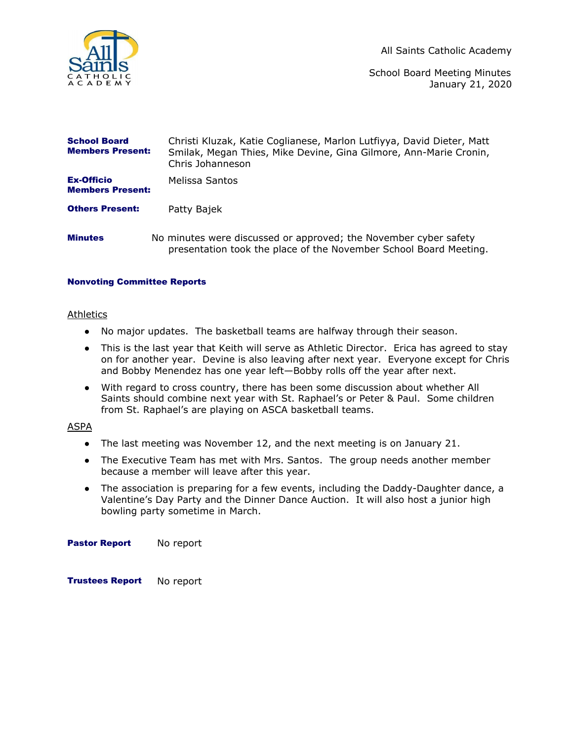All Saints Catholic Academy

School Board Meeting Minutes
January 21, 2020

| | |
|---|---|
| **School Board Members Present:** | Christi Kluzak, Katie Coglianese, Marlon Lutfiyya, David Dieter, Matt Smilak, Megan Thies, Mike Devine, Gina Gilmore, Ann-Marie Cronin, Chris Johanneson |
| **Ex-Officio Members Present:** | Melissa Santos |
| **Others Present:** | Patty Bajek |

**Minutes** No minutes were discussed or approved; the November cyber safety presentation took the place of the November School Board Meeting.

## Nonvoting Committee Reports

### Athletics

- No major updates. The basketball teams are halfway through their season.
- This is the last year that Keith will serve as Athletic Director. Erica has agreed to stay on for another year. Devine is also leaving after next year. Everyone except for Chris and Bobby Menendez has one year left—Bobby rolls off the year after next.
- With regard to cross country, there has been some discussion about whether All Saints should combine next year with St. Raphael's or Peter & Paul. Some children from St. Raphael's are playing on ASCA basketball teams.

### ASPA

- The last meeting was November 12, and the next meeting is on January 21.
- The Executive Team has met with Mrs. Santos. The group needs another member because a member will leave after this year.
- The association is preparing for a few events, including the Daddy-Daughter dance, a Valentine's Day Party and the Dinner Dance Auction. It will also host a junior high bowling party sometime in March.

**Pastor Report** No report

**Trustees Report** No report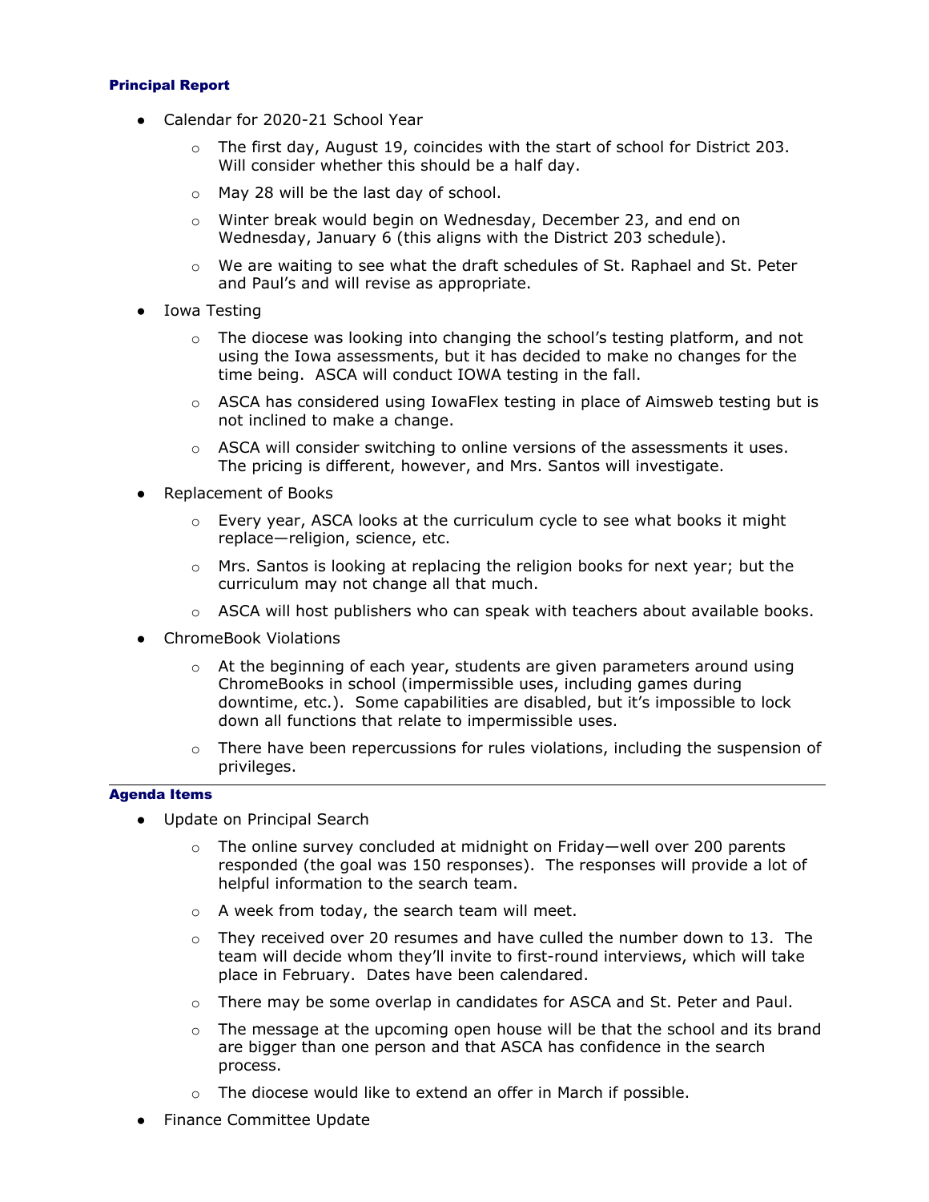### Principal Report

- Calendar for 2020-21 School Year
  - The first day, August 19, coincides with the start of school for District 203. Will consider whether this should be a half day.
  - May 28 will be the last day of school.
  - Winter break would begin on Wednesday, December 23, and end on Wednesday, January 6 (this aligns with the District 203 schedule).
  - We are waiting to see what the draft schedules of St. Raphael and St. Peter and Paul's and will revise as appropriate.
- Iowa Testing
  - The diocese was looking into changing the school's testing platform, and not using the Iowa assessments, but it has decided to make no changes for the time being. ASCA will conduct IOWA testing in the fall.
  - ASCA has considered using IowaFlex testing in place of Aimsweb testing but is not inclined to make a change.
  - ASCA will consider switching to online versions of the assessments it uses. The pricing is different, however, and Mrs. Santos will investigate.
- Replacement of Books
  - Every year, ASCA looks at the curriculum cycle to see what books it might replace—religion, science, etc.
  - Mrs. Santos is looking at replacing the religion books for next year; but the curriculum may not change all that much.
  - ASCA will host publishers who can speak with teachers about available books.
- ChromeBook Violations
  - At the beginning of each year, students are given parameters around using ChromeBooks in school (impermissible uses, including games during downtime, etc.). Some capabilities are disabled, but it's impossible to lock down all functions that relate to impermissible uses.
  - There have been repercussions for rules violations, including the suspension of privileges.

---

### Agenda Items

- Update on Principal Search
  - The online survey concluded at midnight on Friday—well over 200 parents responded (the goal was 150 responses). The responses will provide a lot of helpful information to the search team.
  - A week from today, the search team will meet.
  - They received over 20 resumes and have culled the number down to 13. The team will decide whom they'll invite to first-round interviews, which will take place in February. Dates have been calendared.
  - There may be some overlap in candidates for ASCA and St. Peter and Paul.
  - The message at the upcoming open house will be that the school and its brand are bigger than one person and that ASCA has confidence in the search process.
  - The diocese would like to extend an offer in March if possible.
- Finance Committee Update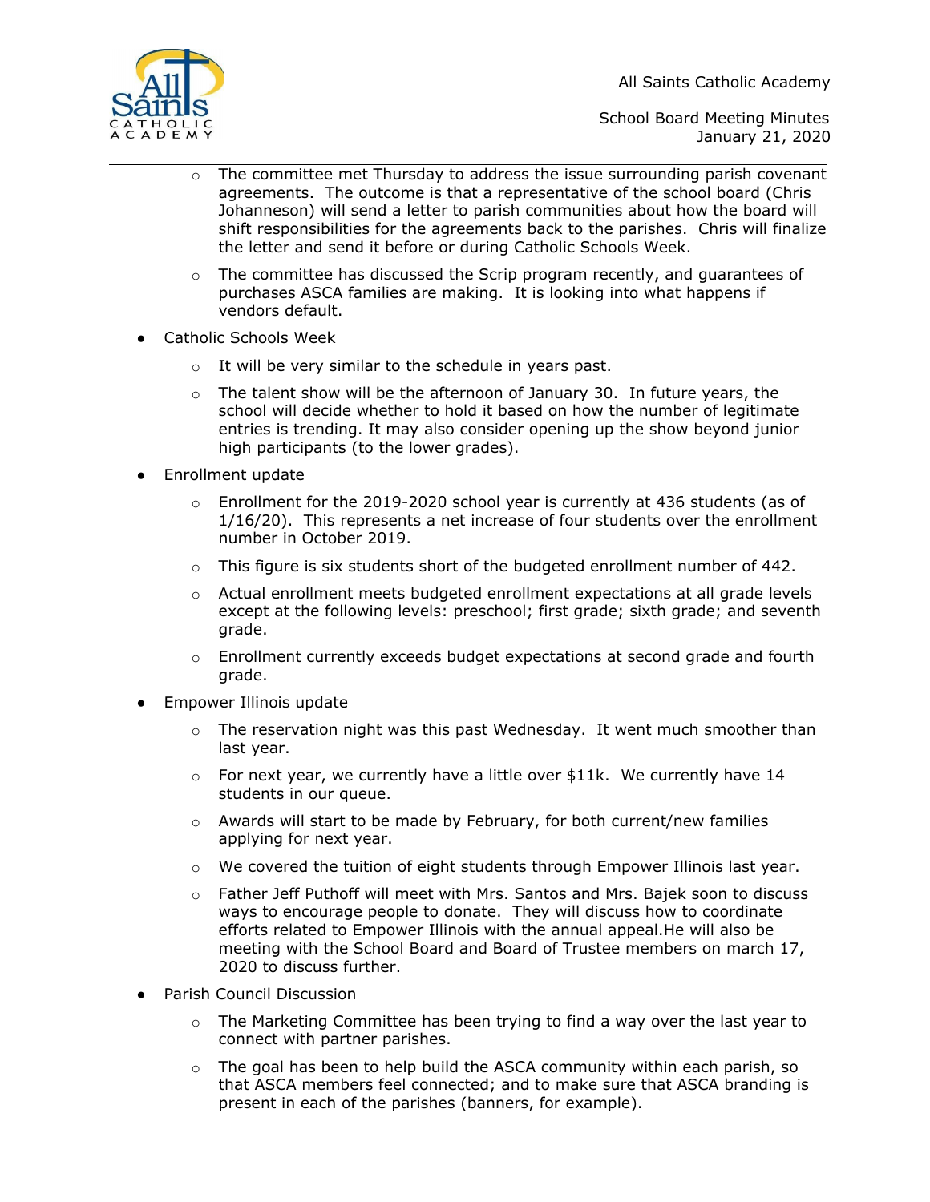- The committee met Thursday to address the issue surrounding parish covenant agreements. The outcome is that a representative of the school board (Chris Johanneson) will send a letter to parish communities about how the board will shift responsibilities for the agreements back to the parishes. Chris will finalize the letter and send it before or during Catholic Schools Week.
    - The committee has discussed the Scrip program recently, and guarantees of purchases ASCA families are making. It is looking into what happens if vendors default.
- Catholic Schools Week
    - It will be very similar to the schedule in years past.
    - The talent show will be the afternoon of January 30. In future years, the school will decide whether to hold it based on how the number of legitimate entries is trending. It may also consider opening up the show beyond junior high participants (to the lower grades).
- Enrollment update
    - Enrollment for the 2019-2020 school year is currently at 436 students (as of 1/16/20). This represents a net increase of four students over the enrollment number in October 2019.
    - This figure is six students short of the budgeted enrollment number of 442.
    - Actual enrollment meets budgeted enrollment expectations at all grade levels except at the following levels: preschool; first grade; sixth grade; and seventh grade.
    - Enrollment currently exceeds budget expectations at second grade and fourth grade.
- Empower Illinois update
    - The reservation night was this past Wednesday. It went much smoother than last year.
    - For next year, we currently have a little over $11k. We currently have 14 students in our queue.
    - Awards will start to be made by February, for both current/new families applying for next year.
    - We covered the tuition of eight students through Empower Illinois last year.
    - Father Jeff Puthoff will meet with Mrs. Santos and Mrs. Bajek soon to discuss ways to encourage people to donate. They will discuss how to coordinate efforts related to Empower Illinois with the annual appeal.He will also be meeting with the School Board and Board of Trustee members on march 17, 2020 to discuss further.
- Parish Council Discussion
    - The Marketing Committee has been trying to find a way over the last year to connect with partner parishes.
    - The goal has been to help build the ASCA community within each parish, so that ASCA members feel connected; and to make sure that ASCA branding is present in each of the parishes (banners, for example).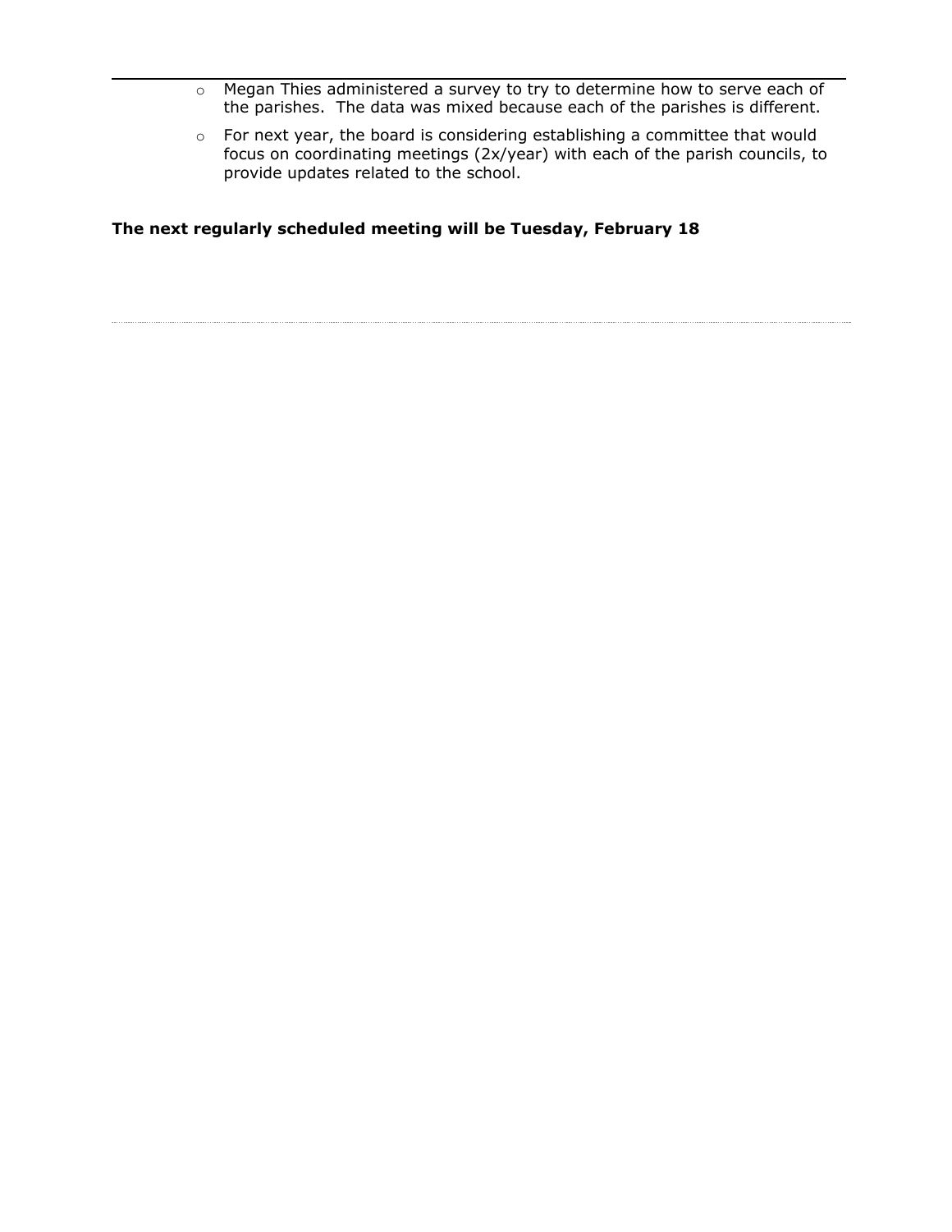- Megan Thies administered a survey to try to determine how to serve each of the parishes. The data was mixed because each of the parishes is different.
- For next year, the board is considering establishing a committee that would focus on coordinating meetings (2x/year) with each of the parish councils, to provide updates related to the school.

**The next regularly scheduled meeting will be Tuesday, February 18**